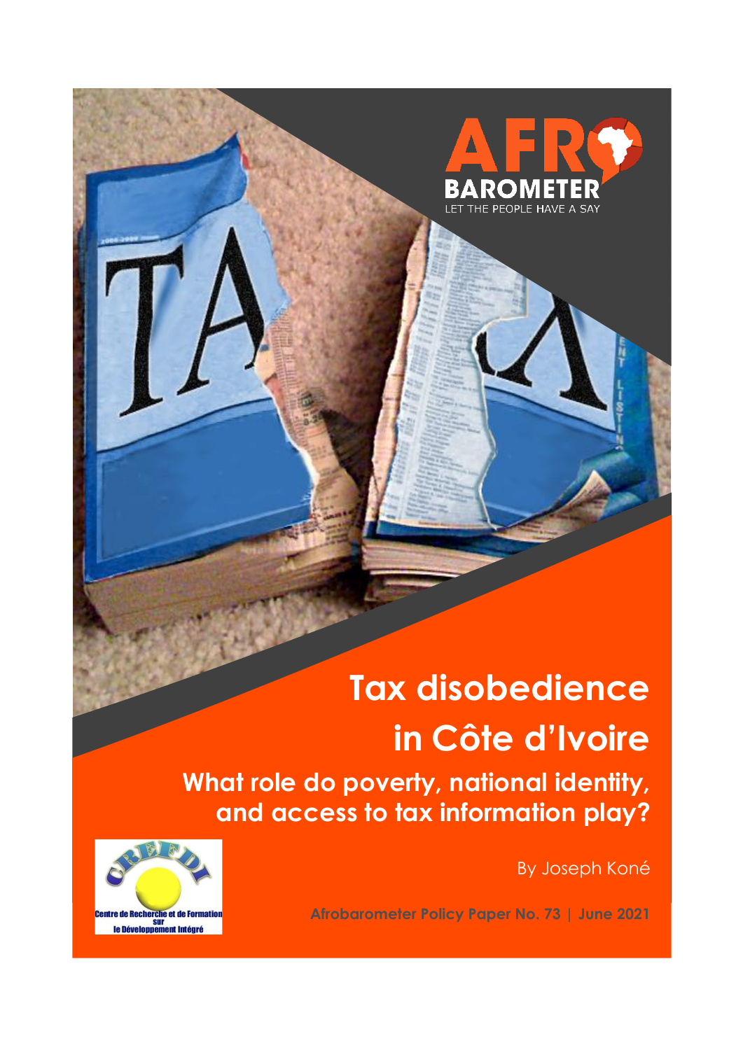AFRO BAROMETER

LET THE PEOPLE HAVE A SAY

# Tax disobedience in Côte d'Ivoire

## What role do poverty, national identity, and access to tax information play?

By Joseph Koné

Centre de Recherche et de Formation sur le Développement Intégré

**Afrobarometer Policy Paper No. 73 | June 2021**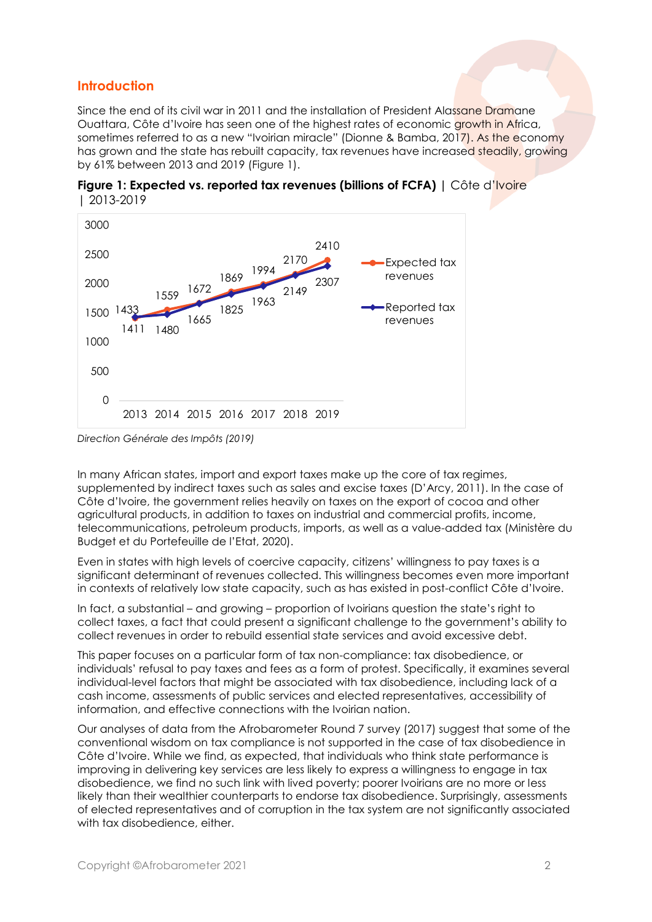## Introduction

Since the end of its civil war in 2011 and the installation of President Alassane Dramane Ouattara, Côte d'Ivoire has seen one of the highest rates of economic growth in Africa, sometimes referred to as a new "Ivoirian miracle" (Dionne & Bamba, 2017). As the economy has grown and the state has rebuilt capacity, tax revenues have increased steadily, growing by 61% between 2013 and 2019 (Figure 1).

**Figure 1: Expected vs. reported tax revenues (billions of FCFA)** | Côte d'Ivoire | 2013-2019

| Year | Expected tax revenues | Reported tax revenues |
|---|---|---|
| 2013 | 1433 | 1411 |
| 2014 | 1559 | 1480 |
| 2015 | 1672 | 1665 |
| 2016 | 1869 | 1825 |
| 2017 | 1994 | 1963 |
| 2018 | 2170 | 2149 |
| 2019 | 2410 | 2307 |

*Direction Générale des Impôts (2019)*

In many African states, import and export taxes make up the core of tax regimes, supplemented by indirect taxes such as sales and excise taxes (D'Arcy, 2011). In the case of Côte d'Ivoire, the government relies heavily on taxes on the export of cocoa and other agricultural products, in addition to taxes on industrial and commercial profits, income, telecommunications, petroleum products, imports, as well as a value-added tax (Ministère du Budget et du Portefeuille de l'Etat, 2020).

Even in states with high levels of coercive capacity, citizens' willingness to pay taxes is a significant determinant of revenues collected. This willingness becomes even more important in contexts of relatively low state capacity, such as has existed in post-conflict Côte d'Ivoire.

In fact, a substantial – and growing – proportion of Ivoirians question the state's right to collect taxes, a fact that could present a significant challenge to the government's ability to collect revenues in order to rebuild essential state services and avoid excessive debt.

This paper focuses on a particular form of tax non-compliance: tax disobedience, or individuals' refusal to pay taxes and fees as a form of protest. Specifically, it examines several individual-level factors that might be associated with tax disobedience, including lack of a cash income, assessments of public services and elected representatives, accessibility of information, and effective connections with the Ivoirian nation.

Our analyses of data from the Afrobarometer Round 7 survey (2017) suggest that some of the conventional wisdom on tax compliance is not supported in the case of tax disobedience in Côte d'Ivoire. While we find, as expected, that individuals who think state performance is improving in delivering key services are less likely to express a willingness to engage in tax disobedience, we find no such link with lived poverty; poorer Ivoirians are no more or less likely than their wealthier counterparts to endorse tax disobedience. Surprisingly, assessments of elected representatives and of corruption in the tax system are not significantly associated with tax disobedience, either.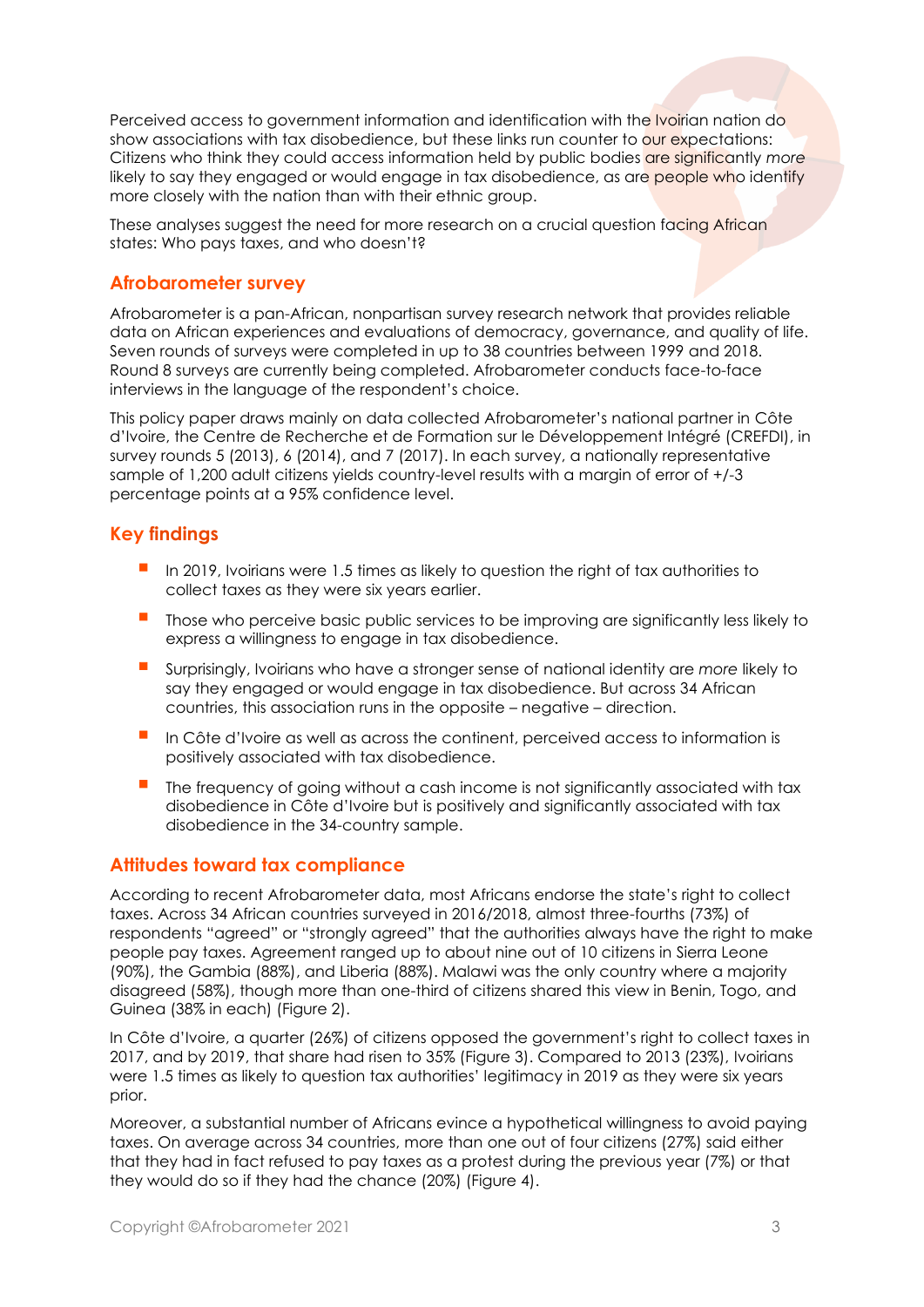Perceived access to government information and identification with the Ivoirian nation do show associations with tax disobedience, but these links run counter to our expectations: Citizens who think they could access information held by public bodies are significantly *more* likely to say they engaged or would engage in tax disobedience, as are people who identify more closely with the nation than with their ethnic group.

These analyses suggest the need for more research on a crucial question facing African states: Who pays taxes, and who doesn't?

## Afrobarometer survey

Afrobarometer is a pan-African, nonpartisan survey research network that provides reliable data on African experiences and evaluations of democracy, governance, and quality of life. Seven rounds of surveys were completed in up to 38 countries between 1999 and 2018. Round 8 surveys are currently being completed. Afrobarometer conducts face-to-face interviews in the language of the respondent's choice.

This policy paper draws mainly on data collected Afrobarometer's national partner in Côte d'Ivoire, the Centre de Recherche et de Formation sur le Développement Intégré (CREFDI), in survey rounds 5 (2013), 6 (2014), and 7 (2017). In each survey, a nationally representative sample of 1,200 adult citizens yields country-level results with a margin of error of +/-3 percentage points at a 95% confidence level.

## Key findings

- In 2019, Ivoirians were 1.5 times as likely to question the right of tax authorities to collect taxes as they were six years earlier.
- Those who perceive basic public services to be improving are significantly less likely to express a willingness to engage in tax disobedience.
- Surprisingly, Ivoirians who have a stronger sense of national identity are *more* likely to say they engaged or would engage in tax disobedience. But across 34 African countries, this association runs in the opposite – negative – direction.
- In Côte d'Ivoire as well as across the continent, perceived access to information is positively associated with tax disobedience.
- The frequency of going without a cash income is not significantly associated with tax disobedience in Côte d'Ivoire but is positively and significantly associated with tax disobedience in the 34-country sample.

## Attitudes toward tax compliance

According to recent Afrobarometer data, most Africans endorse the state's right to collect taxes. Across 34 African countries surveyed in 2016/2018, almost three-fourths (73%) of respondents "agreed" or "strongly agreed" that the authorities always have the right to make people pay taxes. Agreement ranged up to about nine out of 10 citizens in Sierra Leone (90%), the Gambia (88%), and Liberia (88%). Malawi was the only country where a majority disagreed (58%), though more than one-third of citizens shared this view in Benin, Togo, and Guinea (38% in each) (Figure 2).

In Côte d'Ivoire, a quarter (26%) of citizens opposed the government's right to collect taxes in 2017, and by 2019, that share had risen to 35% (Figure 3). Compared to 2013 (23%), Ivoirians were 1.5 times as likely to question tax authorities' legitimacy in 2019 as they were six years prior.

Moreover, a substantial number of Africans evince a hypothetical willingness to avoid paying taxes. On average across 34 countries, more than one out of four citizens (27%) said either that they had in fact refused to pay taxes as a protest during the previous year (7%) or that they would do so if they had the chance (20%) (Figure 4).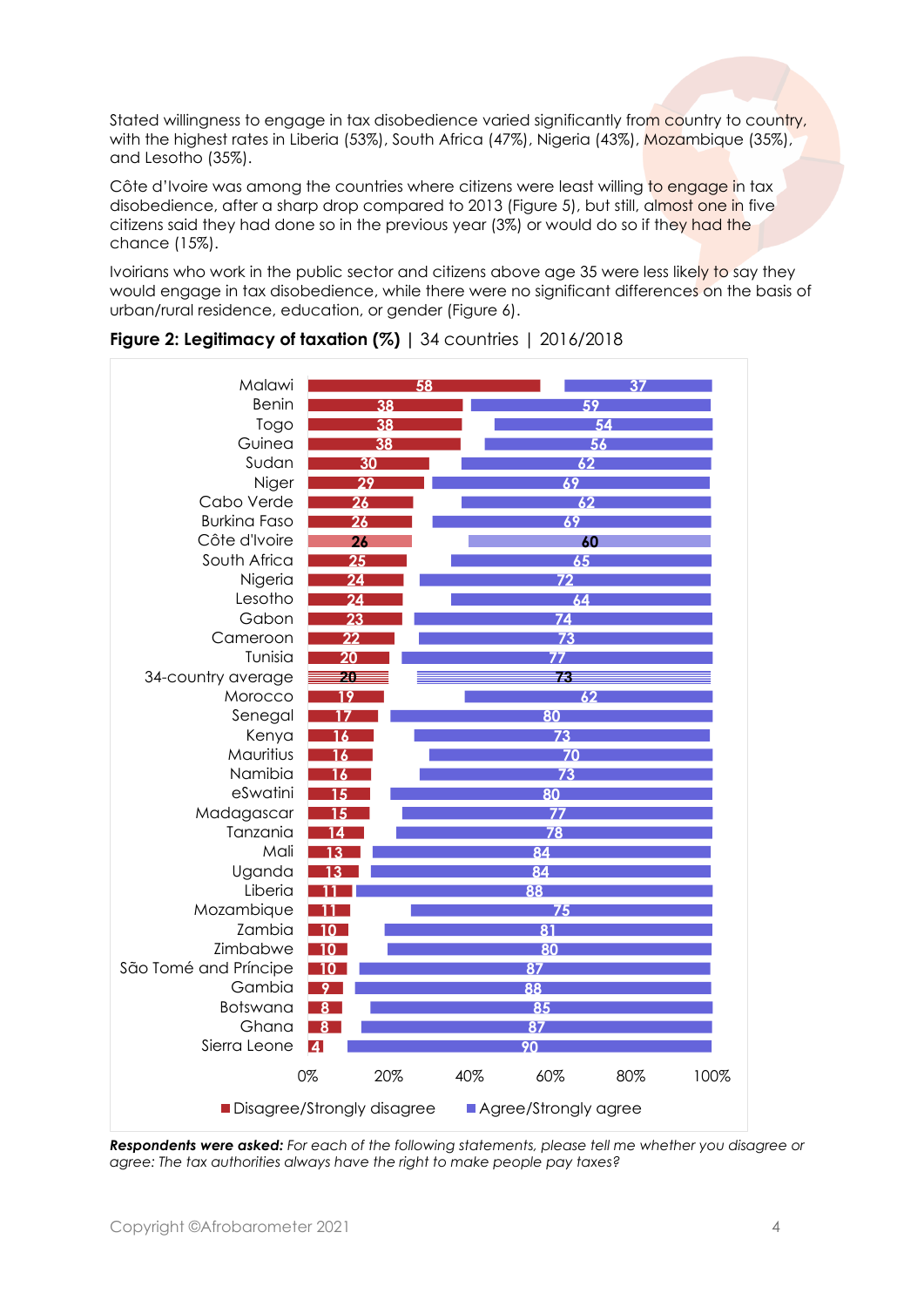Stated willingness to engage in tax disobedience varied significantly from country to country, with the highest rates in Liberia (53%), South Africa (47%), Nigeria (43%), Mozambique (35%), and Lesotho (35%).

Côte d'Ivoire was among the countries where citizens were least willing to engage in tax disobedience, after a sharp drop compared to 2013 (Figure 5), but still, almost one in five citizens said they had done so in the previous year (3%) or would do so if they had the chance (15%).

Ivoirians who work in the public sector and citizens above age 35 were less likely to say they would engage in tax disobedience, while there were no significant differences on the basis of urban/rural residence, education, or gender (Figure 6).

**Figure 2: Legitimacy of taxation (%)** | 34 countries | 2016/2018

| Country | Disagree/Strongly disagree | Agree/Strongly agree |
|---|---|---|
| Malawi | 58 | 37 |
| Benin | 38 | 59 |
| Togo | 38 | 54 |
| Guinea | 38 | 56 |
| Sudan | 30 | 62 |
| Niger | 29 | 69 |
| Cabo Verde | 26 | 62 |
| Burkina Faso | 26 | 69 |
| Côte d'Ivoire | 26 | 60 |
| South Africa | 25 | 65 |
| Nigeria | 24 | 72 |
| Lesotho | 24 | 64 |
| Gabon | 23 | 74 |
| Cameroon | 22 | 73 |
| Tunisia | 20 | 77 |
| 34-country average | 20 | 73 |
| Morocco | 19 | 62 |
| Senegal | 17 | 80 |
| Kenya | 16 | 73 |
| Mauritius | 16 | 70 |
| Namibia | 16 | 73 |
| eSwatini | 15 | 80 |
| Madagascar | 15 | 77 |
| Tanzania | 14 | 78 |
| Mali | 13 | 84 |
| Uganda | 13 | 84 |
| Liberia | 11 | 88 |
| Mozambique | 11 | 75 |
| Zambia | 10 | 81 |
| Zimbabwe | 10 | 80 |
| São Tomé and Príncipe | 10 | 87 |
| Gambia | 9 | 88 |
| Botswana | 8 | 85 |
| Ghana | 8 | 87 |
| Sierra Leone | 4 | 90 |

***Respondents were asked:*** *For each of the following statements, please tell me whether you disagree or agree: The tax authorities always have the right to make people pay taxes?*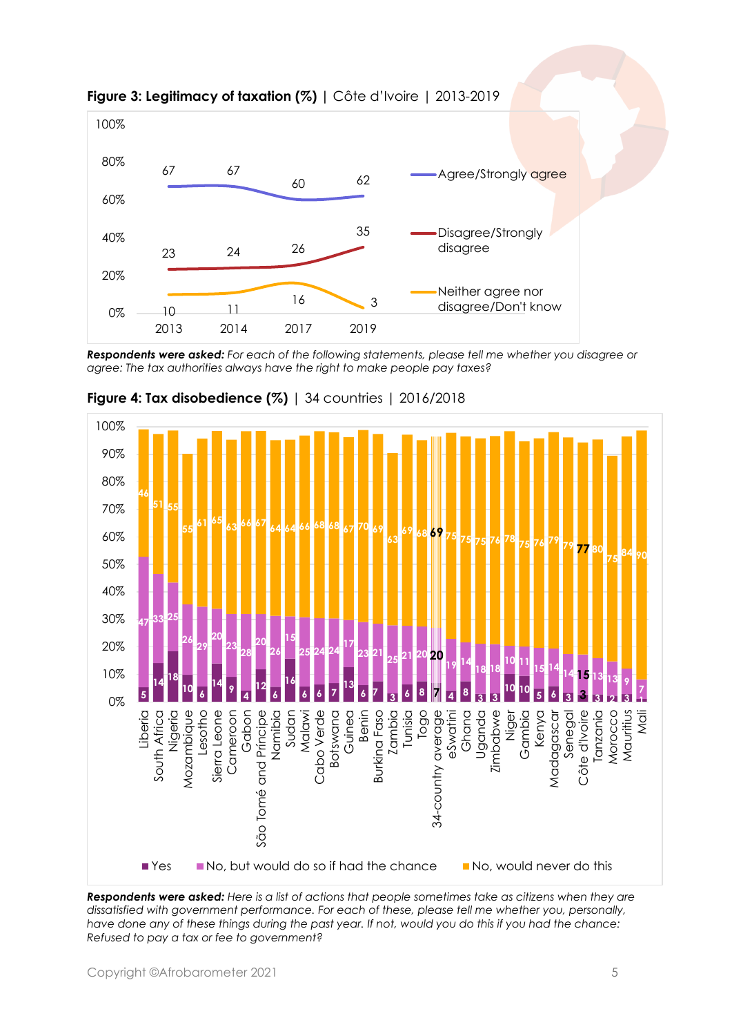**Figure 3: Legitimacy of taxation (%)** | Côte d'Ivoire | 2013-2019

| | 2013 | 2014 | 2017 | 2019 |
|---|---|---|---|---|
| Agree/Strongly agree | 67 | 67 | 60 | 62 |
| Disagree/Strongly disagree | 23 | 24 | 26 | 35 |
| Neither agree nor disagree/Don't know | 10 | 11 | 16 | 3 |

***Respondents were asked:*** *For each of the following statements, please tell me whether you disagree or agree: The tax authorities always have the right to make people pay taxes?*

**Figure 4: Tax disobedience (%)** | 34 countries | 2016/2018

| Country | Yes | No, but would do so if had the chance | No, would never do this |
|---|---|---|---|
| Liberia | 5 | 47 | 46 |
| South Africa | 14 | 33 | 51 |
| Nigeria | 18 | 25 | 55 |
| Mozambique | 10 | 26 | 55 |
| Lesotho | 6 | 29 | 61 |
| Sierra Leone | 14 | 20 | 65 |
| Cameroon | 9 | 23 | 63 |
| Gabon | 4 | 28 | 66 |
| São Tomé and Príncipe | 12 | 20 | 67 |
| Namibia | 6 | 26 | 64 |
| Sudan | 16 | 15 | 64 |
| Malawi | 6 | 25 | 66 |
| Cabo Verde | 6 | 24 | 68 |
| Botswana | 7 | 24 | 68 |
| Guinea | 13 | 17 | 67 |
| Benin | 6 | 23 | 70 |
| Burkina Faso | 7 | 21 | 69 |
| Zambia | 3 | 25 | 63 |
| Tunisia | 6 | 21 | 69 |
| Togo | 8 | 20 | 68 |
| 34-country average | 7 | 20 | 69 |
| eSwatini | 4 | 19 | 75 |
| Ghana | 8 | 14 | 75 |
| Uganda | 3 | 18 | 75 |
| Zimbabwe | 3 | 18 | 76 |
| Niger | 10 | 10 | 78 |
| Gambia | 10 | 11 | 75 |
| Kenya | 5 | 15 | 76 |
| Madagascar | 6 | 14 | 79 |
| Senegal | 3 | 14 | 79 |
| Côte d'Ivoire | 3 | 15 | 77 |
| Tanzania | 3 | 13 | 80 |
| Morocco | 2 | 13 | 75 |
| Mauritius | 3 | 9 | 84 |
| Mali | 1 | 7 | 90 |

***Respondents were asked:*** *Here is a list of actions that people sometimes take as citizens when they are dissatisfied with government performance. For each of these, please tell me whether you, personally, have done any of these things during the past year. If not, would you do this if you had the chance: Refused to pay a tax or fee to government?*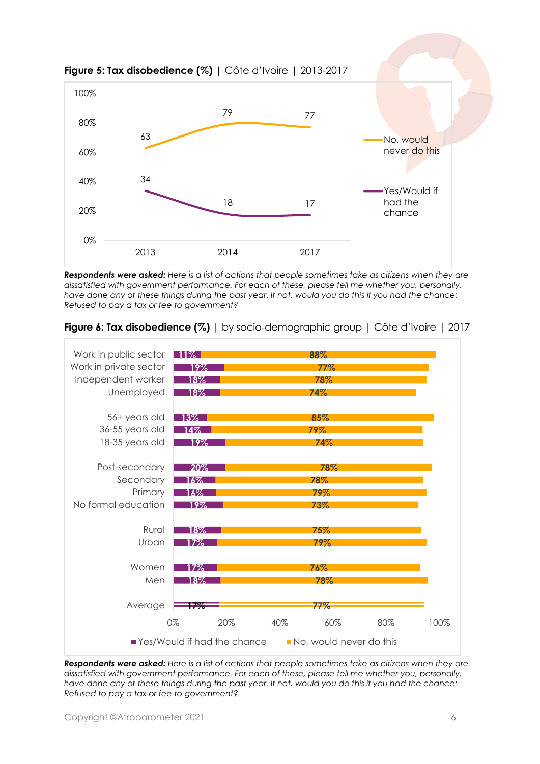**Figure 5: Tax disobedience (%)** | Côte d'Ivoire | 2013-2017

| | 2013 | 2014 | 2017 |
|---|---|---|---|
| No, would never do this | 63 | 79 | 77 |
| Yes/Would if had the chance | 34 | 18 | 17 |

***Respondents were asked:** Here is a list of actions that people sometimes take as citizens when they are dissatisfied with government performance. For each of these, please tell me whether you, personally, have done any of these things during the past year. If not, would you do this if you had the chance: Refused to pay a tax or fee to government?*

**Figure 6: Tax disobedience (%)** | by socio-demographic group | Côte d'Ivoire | 2017

| | Yes/Would if had the chance | No, would never do this |
|---|---|---|
| Work in public sector | 11% | 88% |
| Work in private sector | 19% | 77% |
| Independent worker | 18% | 78% |
| Unemployed | 18% | 74% |
| 56+ years old | 13% | 85% |
| 36-55 years old | 14% | 79% |
| 18-35 years old | 19% | 74% |
| Post-secondary | 20% | 78% |
| Secondary | 16% | 78% |
| Primary | 16% | 79% |
| No formal education | 19% | 73% |
| Rural | 18% | 75% |
| Urban | 17% | 79% |
| Women | 17% | 76% |
| Men | 18% | 78% |
| Average | 17% | 77% |

***Respondents were asked:** Here is a list of actions that people sometimes take as citizens when they are dissatisfied with government performance. For each of these, please tell me whether you, personally, have done any of these things during the past year. If not, would you do this if you had the chance: Refused to pay a tax or fee to government?*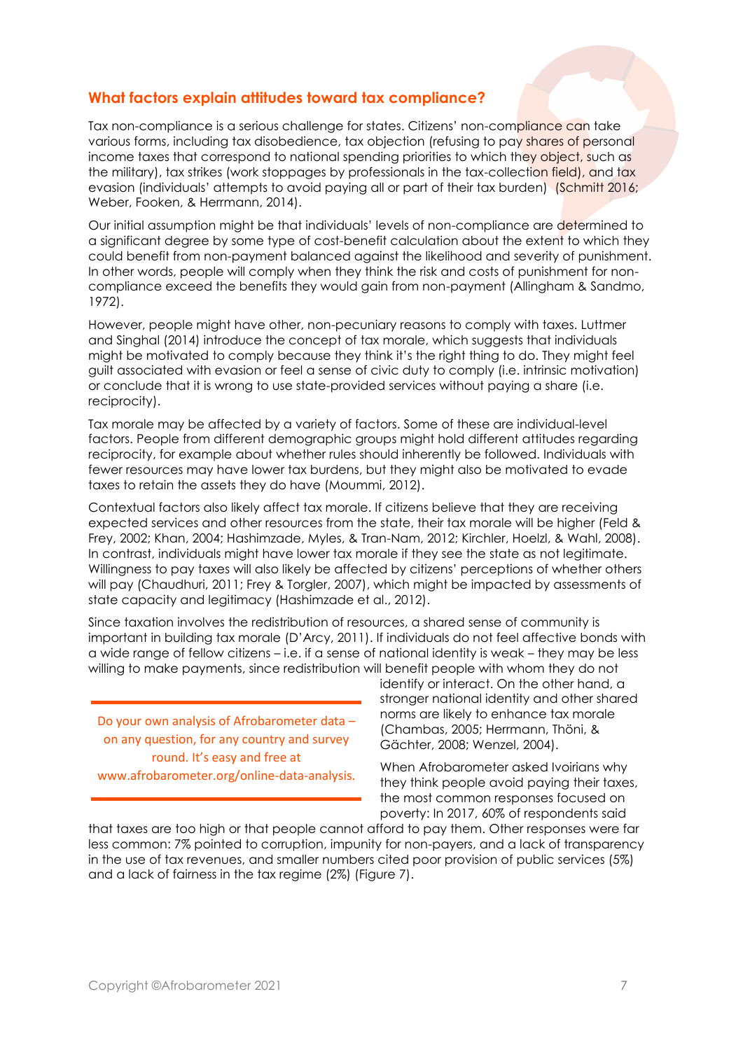## What factors explain attitudes toward tax compliance?

Tax non-compliance is a serious challenge for states. Citizens' non-compliance can take various forms, including tax disobedience, tax objection (refusing to pay shares of personal income taxes that correspond to national spending priorities to which they object, such as the military), tax strikes (work stoppages by professionals in the tax-collection field), and tax evasion (individuals' attempts to avoid paying all or part of their tax burden) (Schmitt 2016; Weber, Fooken, & Herrmann, 2014).

Our initial assumption might be that individuals' levels of non-compliance are determined to a significant degree by some type of cost-benefit calculation about the extent to which they could benefit from non-payment balanced against the likelihood and severity of punishment. In other words, people will comply when they think the risk and costs of punishment for non-compliance exceed the benefits they would gain from non-payment (Allingham & Sandmo, 1972).

However, people might have other, non-pecuniary reasons to comply with taxes. Luttmer and Singhal (2014) introduce the concept of tax morale, which suggests that individuals might be motivated to comply because they think it's the right thing to do. They might feel guilt associated with evasion or feel a sense of civic duty to comply (i.e. intrinsic motivation) or conclude that it is wrong to use state-provided services without paying a share (i.e. reciprocity).

Tax morale may be affected by a variety of factors. Some of these are individual-level factors. People from different demographic groups might hold different attitudes regarding reciprocity, for example about whether rules should inherently be followed. Individuals with fewer resources may have lower tax burdens, but they might also be motivated to evade taxes to retain the assets they do have (Moummi, 2012).

Contextual factors also likely affect tax morale. If citizens believe that they are receiving expected services and other resources from the state, their tax morale will be higher (Feld & Frey, 2002; Khan, 2004; Hashimzade, Myles, & Tran-Nam, 2012; Kirchler, Hoelzl, & Wahl, 2008). In contrast, individuals might have lower tax morale if they see the state as not legitimate. Willingness to pay taxes will also likely be affected by citizens' perceptions of whether others will pay (Chaudhuri, 2011; Frey & Torgler, 2007), which might be impacted by assessments of state capacity and legitimacy (Hashimzade et al., 2012).

Since taxation involves the redistribution of resources, a shared sense of community is important in building tax morale (D'Arcy, 2011). If individuals do not feel affective bonds with a wide range of fellow citizens – i.e. if a sense of national identity is weak – they may be less willing to make payments, since redistribution will benefit people with whom they do not identify or interact. On the other hand, a stronger national identity and other shared norms are likely to enhance tax morale (Chambas, 2005; Herrmann, Thöni, & Gächter, 2008; Wenzel, 2004).

When Afrobarometer asked Ivoirians why they think people avoid paying their taxes, the most common responses focused on poverty: In 2017, 60% of respondents said that taxes are too high or that people cannot afford to pay them. Other responses were far less common: 7% pointed to corruption, impunity for non-payers, and a lack of transparency in the use of tax revenues, and smaller numbers cited poor provision of public services (5%) and a lack of fairness in the tax regime (2%) (Figure 7).

Do your own analysis of Afrobarometer data – on any question, for any country and survey round. It's easy and free at www.afrobarometer.org/online-data-analysis.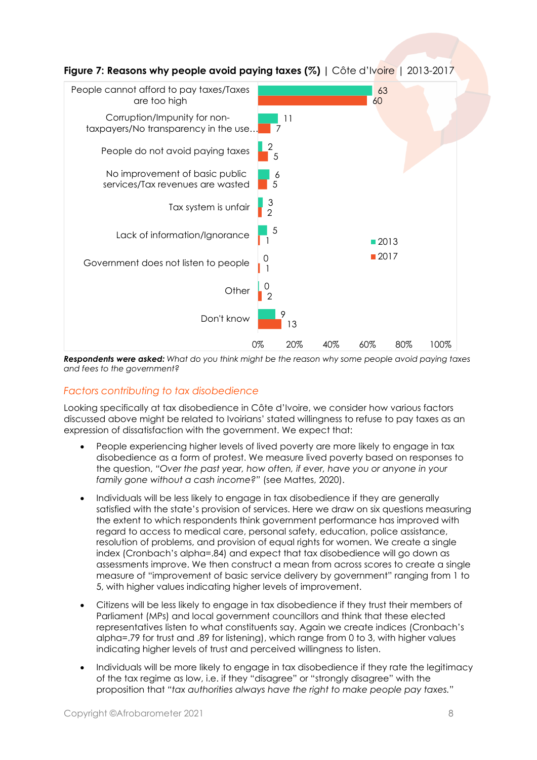**Figure 7: Reasons why people avoid paying taxes (%)** | Côte d'Ivoire | 2013-2017

| Reason | 2013 | 2017 |
|---|---|---|
| People cannot afford to pay taxes/Taxes are too high | 63 | 60 |
| Corruption/Impunity for non-taxpayers/No transparency in the use… | 11 | 7 |
| People do not avoid paying taxes | 2 | 5 |
| No improvement of basic public services/Tax revenues are wasted | 6 | 5 |
| Tax system is unfair | 3 | 2 |
| Lack of information/Ignorance | 5 | 1 |
| Government does not listen to people | 0 | 1 |
| Other | 0 | 2 |
| Don't know | 9 | 13 |

***Respondents were asked:*** *What do you think might be the reason why some people avoid paying taxes and fees to the government?*

### *Factors contributing to tax disobedience*

Looking specifically at tax disobedience in Côte d'Ivoire, we consider how various factors discussed above might be related to Ivoirians' stated willingness to refuse to pay taxes as an expression of dissatisfaction with the government. We expect that:

- People experiencing higher levels of lived poverty are more likely to engage in tax disobedience as a form of protest. We measure lived poverty based on responses to the question, *"Over the past year, how often, if ever, have you or anyone in your family gone without a cash income?"* (see Mattes, 2020).
- Individuals will be less likely to engage in tax disobedience if they are generally satisfied with the state's provision of services. Here we draw on six questions measuring the extent to which respondents think government performance has improved with regard to access to medical care, personal safety, education, police assistance, resolution of problems, and provision of equal rights for women. We create a single index (Cronbach's alpha=.84) and expect that tax disobedience will go down as assessments improve. We then construct a mean from across scores to create a single measure of "improvement of basic service delivery by government" ranging from 1 to 5, with higher values indicating higher levels of improvement.
- Citizens will be less likely to engage in tax disobedience if they trust their members of Parliament (MPs) and local government councillors and think that these elected representatives listen to what constituents say. Again we create indices (Cronbach's alpha=.79 for trust and .89 for listening), which range from 0 to 3, with higher values indicating higher levels of trust and perceived willingness to listen.
- Individuals will be more likely to engage in tax disobedience if they rate the legitimacy of the tax regime as low, i.e. if they "disagree" or "strongly disagree" with the proposition that *"tax authorities always have the right to make people pay taxes."*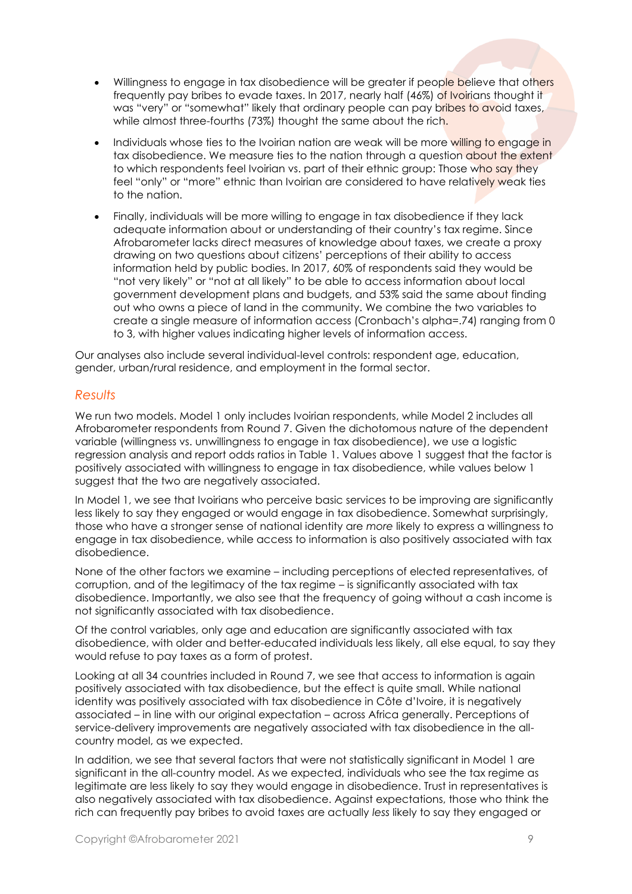- Willingness to engage in tax disobedience will be greater if people believe that others frequently pay bribes to evade taxes. In 2017, nearly half (46%) of Ivoirians thought it was "very" or "somewhat" likely that ordinary people can pay bribes to avoid taxes, while almost three-fourths (73%) thought the same about the rich.
- Individuals whose ties to the Ivoirian nation are weak will be more willing to engage in tax disobedience. We measure ties to the nation through a question about the extent to which respondents feel Ivoirian vs. part of their ethnic group: Those who say they feel "only" or "more" ethnic than Ivoirian are considered to have relatively weak ties to the nation.
- Finally, individuals will be more willing to engage in tax disobedience if they lack adequate information about or understanding of their country's tax regime. Since Afrobarometer lacks direct measures of knowledge about taxes, we create a proxy drawing on two questions about citizens' perceptions of their ability to access information held by public bodies. In 2017, 60% of respondents said they would be "not very likely" or "not at all likely" to be able to access information about local government development plans and budgets, and 53% said the same about finding out who owns a piece of land in the community. We combine the two variables to create a single measure of information access (Cronbach's alpha=.74) ranging from 0 to 3, with higher values indicating higher levels of information access.

Our analyses also include several individual-level controls: respondent age, education, gender, urban/rural residence, and employment in the formal sector.

### *Results*

We run two models. Model 1 only includes Ivoirian respondents, while Model 2 includes all Afrobarometer respondents from Round 7. Given the dichotomous nature of the dependent variable (willingness vs. unwillingness to engage in tax disobedience), we use a logistic regression analysis and report odds ratios in Table 1. Values above 1 suggest that the factor is positively associated with willingness to engage in tax disobedience, while values below 1 suggest that the two are negatively associated.

In Model 1, we see that Ivoirians who perceive basic services to be improving are significantly less likely to say they engaged or would engage in tax disobedience. Somewhat surprisingly, those who have a stronger sense of national identity are *more* likely to express a willingness to engage in tax disobedience, while access to information is also positively associated with tax disobedience.

None of the other factors we examine – including perceptions of elected representatives, of corruption, and of the legitimacy of the tax regime – is significantly associated with tax disobedience. Importantly, we also see that the frequency of going without a cash income is not significantly associated with tax disobedience.

Of the control variables, only age and education are significantly associated with tax disobedience, with older and better-educated individuals less likely, all else equal, to say they would refuse to pay taxes as a form of protest.

Looking at all 34 countries included in Round 7, we see that access to information is again positively associated with tax disobedience, but the effect is quite small. While national identity was positively associated with tax disobedience in Côte d'Ivoire, it is negatively associated – in line with our original expectation – across Africa generally. Perceptions of service-delivery improvements are negatively associated with tax disobedience in the all-country model, as we expected.

In addition, we see that several factors that were not statistically significant in Model 1 are significant in the all-country model. As we expected, individuals who see the tax regime as legitimate are less likely to say they would engage in disobedience. Trust in representatives is also negatively associated with tax disobedience. Against expectations, those who think the rich can frequently pay bribes to avoid taxes are actually *less* likely to say they engaged or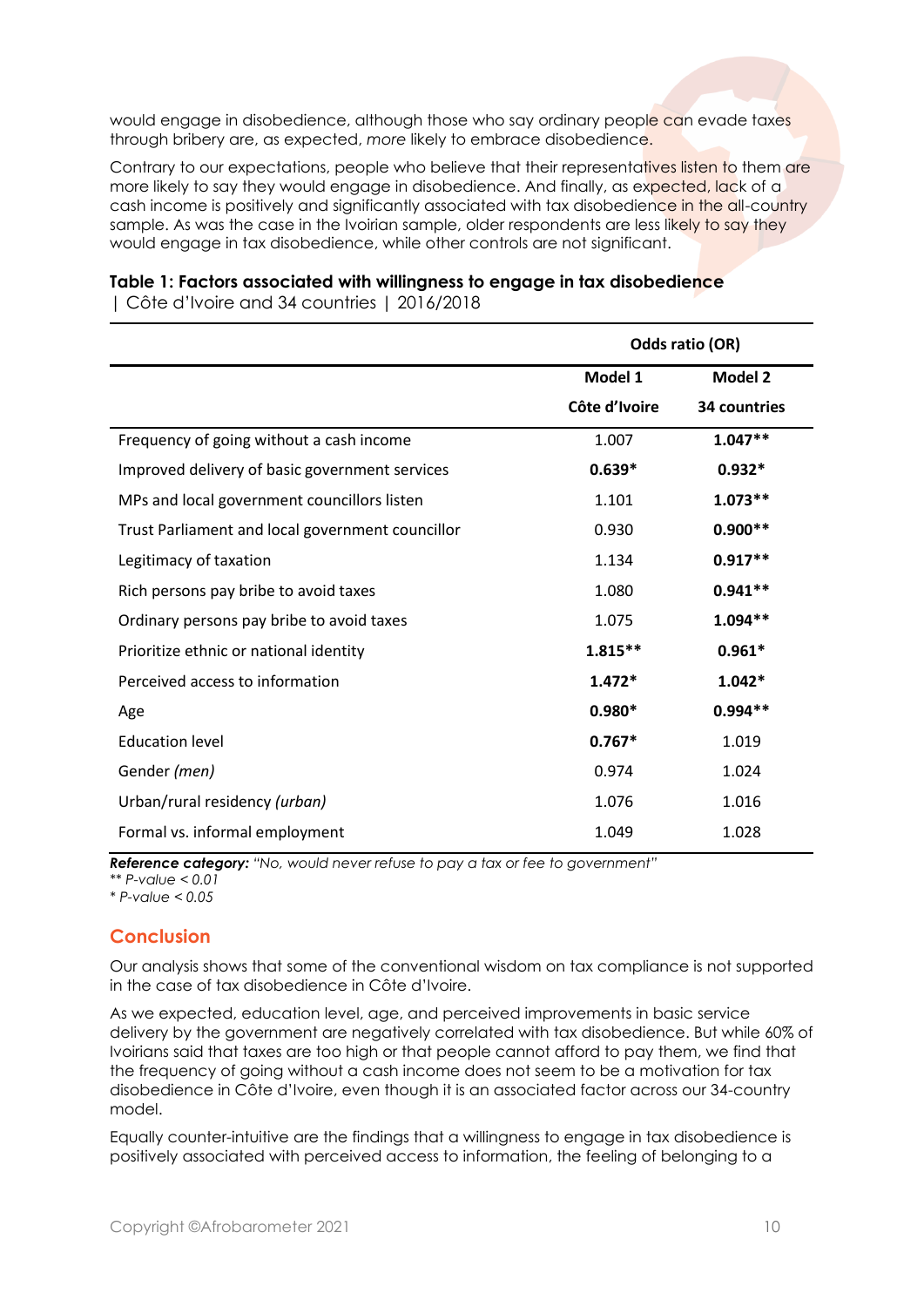would engage in disobedience, although those who say ordinary people can evade taxes through bribery are, as expected, *more* likely to embrace disobedience.

Contrary to our expectations, people who believe that their representatives listen to them are more likely to say they would engage in disobedience. And finally, as expected, lack of a cash income is positively and significantly associated with tax disobedience in the all-country sample. As was the case in the Ivoirian sample, older respondents are less likely to say they would engage in tax disobedience, while other controls are not significant.

**Table 1: Factors associated with willingness to engage in tax disobedience** | Côte d'Ivoire and 34 countries | 2016/2018

| | Odds ratio (OR) | |
|---|---|---|
| | **Model 1** | **Model 2** |
| | **Côte d'Ivoire** | **34 countries** |
| Frequency of going without a cash income | 1.007 | **1.047\*\*** |
| Improved delivery of basic government services | **0.639\*** | **0.932\*** |
| MPs and local government councillors listen | 1.101 | **1.073\*\*** |
| Trust Parliament and local government councillor | 0.930 | **0.900\*\*** |
| Legitimacy of taxation | 1.134 | **0.917\*\*** |
| Rich persons pay bribe to avoid taxes | 1.080 | **0.941\*\*** |
| Ordinary persons pay bribe to avoid taxes | 1.075 | **1.094\*\*** |
| Prioritize ethnic or national identity | **1.815\*\*** | **0.961\*** |
| Perceived access to information | **1.472\*** | **1.042\*** |
| Age | **0.980\*** | **0.994\*\*** |
| Education level | **0.767\*** | 1.019 |
| Gender *(men)* | 0.974 | 1.024 |
| Urban/rural residency *(urban)* | 1.076 | 1.016 |
| Formal vs. informal employment | 1.049 | 1.028 |

***Reference category:*** *"No, would never refuse to pay a tax or fee to government"*
*\*\* P-value < 0.01*
*\* P-value < 0.05*

## Conclusion

Our analysis shows that some of the conventional wisdom on tax compliance is not supported in the case of tax disobedience in Côte d'Ivoire.

As we expected, education level, age, and perceived improvements in basic service delivery by the government are negatively correlated with tax disobedience. But while 60% of Ivoirians said that taxes are too high or that people cannot afford to pay them, we find that the frequency of going without a cash income does not seem to be a motivation for tax disobedience in Côte d'Ivoire, even though it is an associated factor across our 34-country model.

Equally counter-intuitive are the findings that a willingness to engage in tax disobedience is positively associated with perceived access to information, the feeling of belonging to a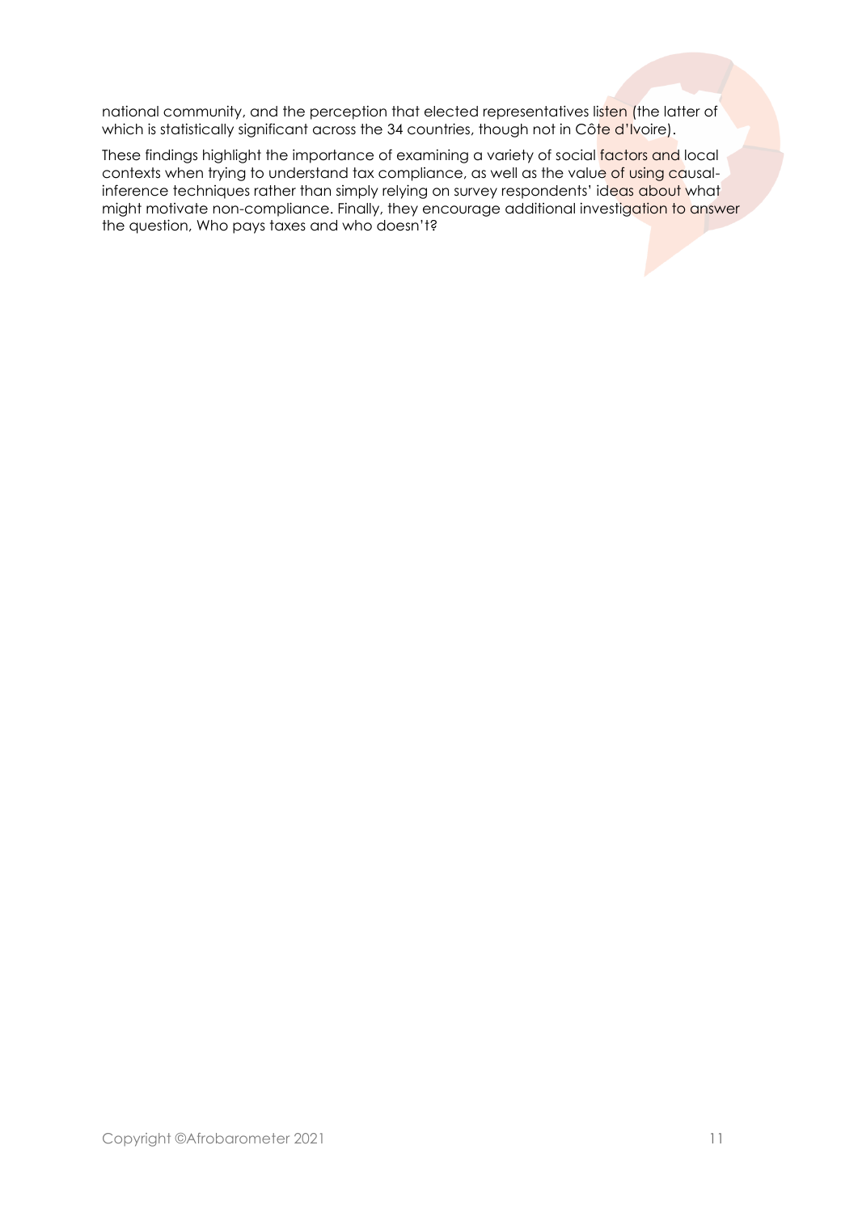national community, and the perception that elected representatives listen (the latter of which is statistically significant across the 34 countries, though not in Côte d'Ivoire).

These findings highlight the importance of examining a variety of social factors and local contexts when trying to understand tax compliance, as well as the value of using causal-inference techniques rather than simply relying on survey respondents' ideas about what might motivate non-compliance. Finally, they encourage additional investigation to answer the question, Who pays taxes and who doesn't?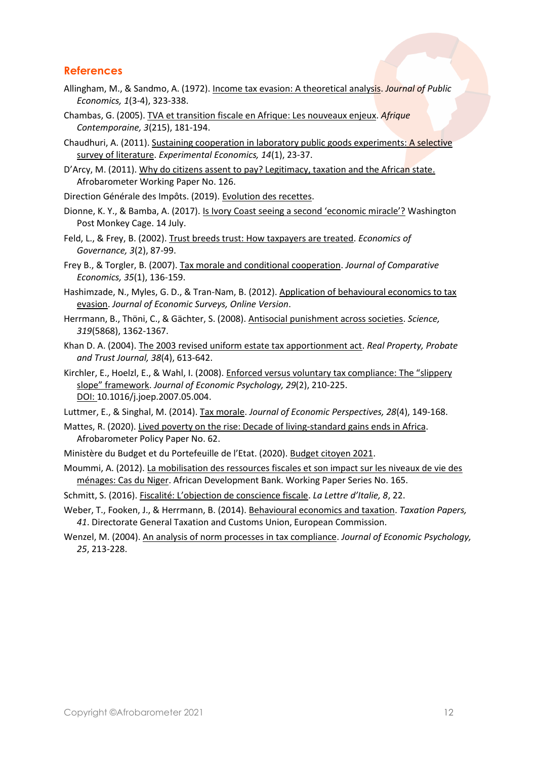## References

Allingham, M., & Sandmo, A. (1972). Income tax evasion: A theoretical analysis. *Journal of Public Economics, 1*(3-4), 323-338.

Chambas, G. (2005). TVA et transition fiscale en Afrique: Les nouveaux enjeux. *Afrique Contemporaine, 3*(215), 181-194.

Chaudhuri, A. (2011). Sustaining cooperation in laboratory public goods experiments: A selective survey of literature. *Experimental Economics, 14*(1), 23-37.

D'Arcy, M. (2011). Why do citizens assent to pay? Legitimacy, taxation and the African state. Afrobarometer Working Paper No. 126.

Direction Générale des Impôts. (2019). Evolution des recettes.

Dionne, K. Y., & Bamba, A. (2017). Is Ivory Coast seeing a second 'economic miracle'? Washington Post Monkey Cage. 14 July.

Feld, L., & Frey, B. (2002). Trust breeds trust: How taxpayers are treated. *Economics of Governance, 3*(2), 87-99.

Frey B., & Torgler, B. (2007). Tax morale and conditional cooperation. *Journal of Comparative Economics, 35*(1), 136-159.

Hashimzade, N., Myles, G. D., & Tran-Nam, B. (2012). Application of behavioural economics to tax evasion. *Journal of Economic Surveys, Online Version*.

Herrmann, B., Thöni, C., & Gächter, S. (2008). Antisocial punishment across societies. *Science, 319*(5868), 1362-1367.

Khan D. A. (2004). The 2003 revised uniform estate tax apportionment act. *Real Property, Probate and Trust Journal, 38*(4), 613-642.

Kirchler, E., Hoelzl, E., & Wahl, I. (2008). Enforced versus voluntary tax compliance: The "slippery slope" framework. *Journal of Economic Psychology, 29*(2), 210-225. DOI: 10.1016/j.joep.2007.05.004.

Luttmer, E., & Singhal, M. (2014). Tax morale. *Journal of Economic Perspectives, 28*(4), 149-168.

Mattes, R. (2020). Lived poverty on the rise: Decade of living-standard gains ends in Africa. Afrobarometer Policy Paper No. 62.

Ministère du Budget et du Portefeuille de l'Etat. (2020). Budget citoyen 2021.

Moummi, A. (2012). La mobilisation des ressources fiscales et son impact sur les niveaux de vie des ménages: Cas du Niger. African Development Bank. Working Paper Series No. 165.

Schmitt, S. (2016). Fiscalité: L'objection de conscience fiscale. *La Lettre d'Italie, 8*, 22.

Weber, T., Fooken, J., & Herrmann, B. (2014). Behavioural economics and taxation. *Taxation Papers, 41*. Directorate General Taxation and Customs Union, European Commission.

Wenzel, M. (2004). An analysis of norm processes in tax compliance. *Journal of Economic Psychology, 25*, 213-228.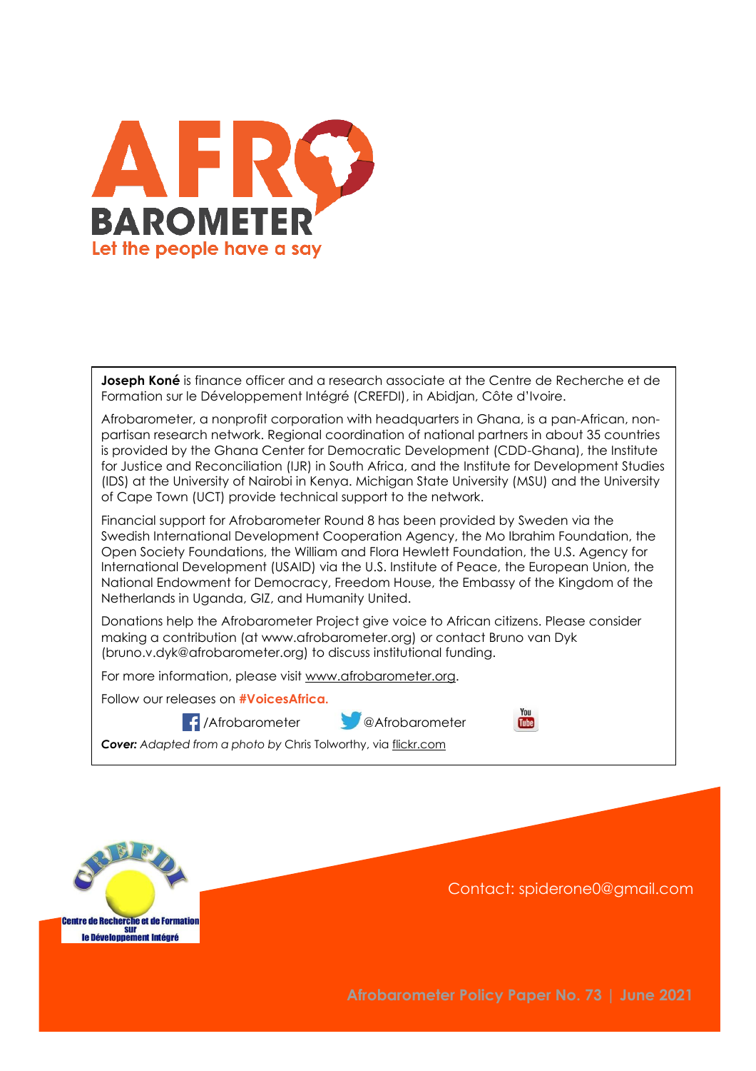AFRO BAROMETER

Let the people have a say

**Joseph Koné** is finance officer and a research associate at the Centre de Recherche et de Formation sur le Développement Intégré (CREFDI), in Abidjan, Côte d'Ivoire.

Afrobarometer, a nonprofit corporation with headquarters in Ghana, is a pan-African, non-partisan research network. Regional coordination of national partners in about 35 countries is provided by the Ghana Center for Democratic Development (CDD-Ghana), the Institute for Justice and Reconciliation (IJR) in South Africa, and the Institute for Development Studies (IDS) at the University of Nairobi in Kenya. Michigan State University (MSU) and the University of Cape Town (UCT) provide technical support to the network.

Financial support for Afrobarometer Round 8 has been provided by Sweden via the Swedish International Development Cooperation Agency, the Mo Ibrahim Foundation, the Open Society Foundations, the William and Flora Hewlett Foundation, the U.S. Agency for International Development (USAID) via the U.S. Institute of Peace, the European Union, the National Endowment for Democracy, Freedom House, the Embassy of the Kingdom of the Netherlands in Uganda, GIZ, and Humanity United.

Donations help the Afrobarometer Project give voice to African citizens. Please consider making a contribution (at www.afrobarometer.org) or contact Bruno van Dyk (bruno.v.dyk@afrobarometer.org) to discuss institutional funding.

For more information, please visit www.afrobarometer.org.

Follow our releases on **#VoicesAfrica.**

/Afrobarometer @Afrobarometer

***Cover:*** *Adapted from a photo by* Chris Tolworthy, via flickr.com

CREFDI – Centre de Recherche et de Formation sur le Développement Intégré

Contact: spiderone0@gmail.com

**Afrobarometer Policy Paper No. 73 | June 2021**